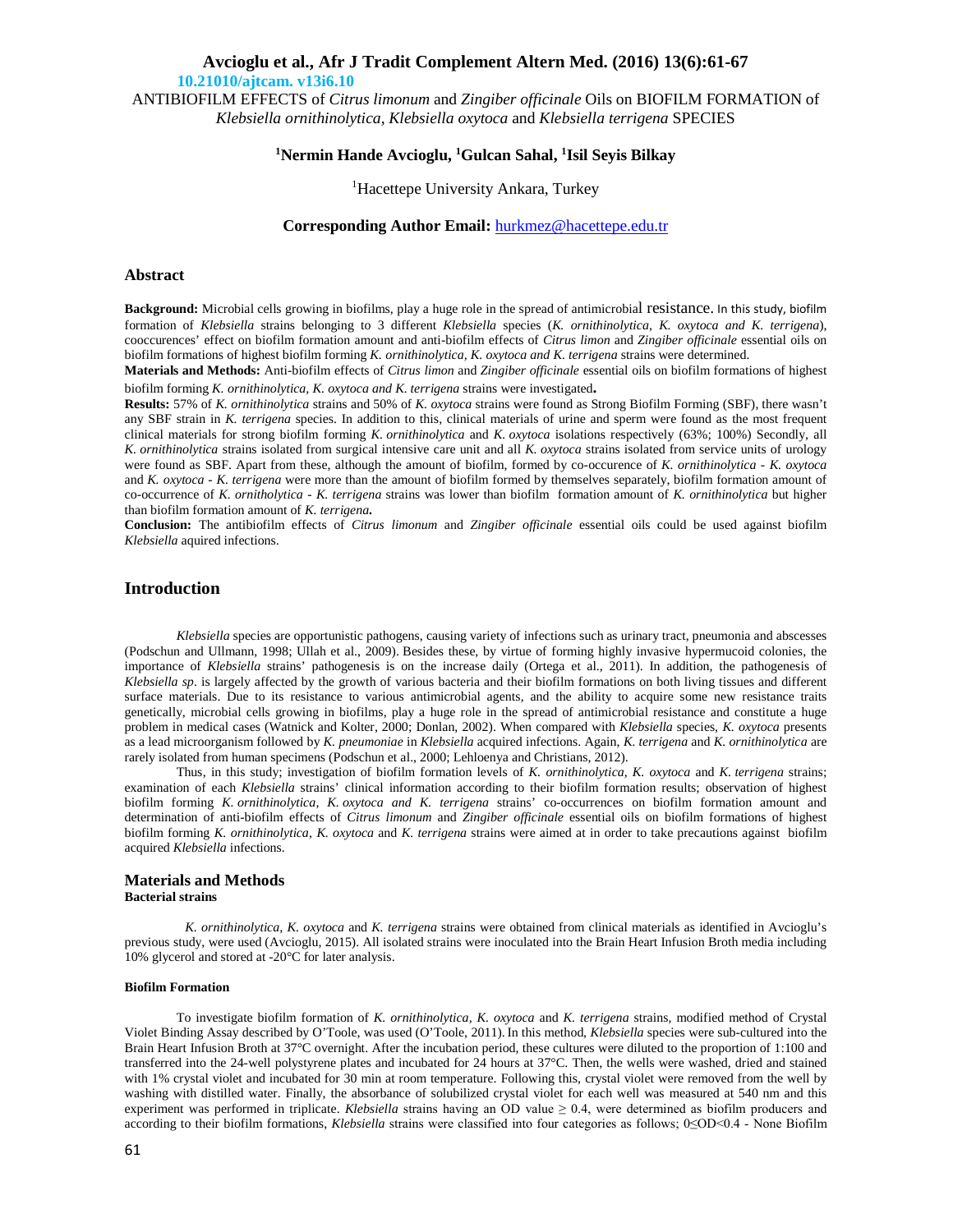10.21010/ajtcam. v13i6.10

# ANTIBIOFILM EFFECTS of *Citrus limonum* and *Zingiber officinale* Oils on BIOFILM FORMATION of *Klebsiella ornithinolytica*, *Klebsiella oxytoca* and *Klebsiella terrigena* SPECIES

**[1]Nermin Hande Avcioglu, [1]Gulcan Sahal, [1]Isil Seyis Bilkay**

[1]Hacettepe University Ankara, Turkey

**Corresponding Author Email:** hurkmez@hacettepe.edu.tr

## Abstract

**Background:** Microbial cells growing in biofilms, play a huge role in the spread of antimicrobial resistance. In this study, biofilm formation of *Klebsiella* strains belonging to 3 different *Klebsiella* species (*K. ornithinolytica, K. oxytoca and K. terrigena*), cooccurences' effect on biofilm formation amount and anti-biofilm effects of *Citrus limon* and *Zingiber officinale* essential oils on biofilm formations of highest biofilm forming *K. ornithinolytica, K. oxytoca and K. terrigena* strains were determined.

**Materials and Methods:** Anti-biofilm effects of *Citrus limon* and *Zingiber officinale* essential oils on biofilm formations of highest biofilm forming *K. ornithinolytica, K. oxytoca and K. terrigena* strains were investigated**.**

**Results:** 57% of *K. ornithinolytica* strains and 50% of *K. oxytoca* strains were found as Strong Biofilm Forming (SBF), there wasn't any SBF strain in *K. terrigena* species. In addition to this, clinical materials of urine and sperm were found as the most frequent clinical materials for strong biofilm forming *K. ornithinolytica* and *K. oxytoca* isolations respectively (63%; 100%) Secondly, all *K. ornithinolytica* strains isolated from surgical intensive care unit and all *K. oxytoca* strains isolated from service units of urology were found as SBF. Apart from these, although the amount of biofilm, formed by co-occurence of *K. ornithinolytica - K. oxytoca* and *K. oxytoca - K. terrigena* were more than the amount of biofilm formed by themselves separately, biofilm formation amount of co-occurrence of *K. ornitholytica - K. terrigena* strains was lower than biofilm formation amount of *K. ornithinolytica* but higher than biofilm formation amount of *K. terrigena***.**

**Conclusion:** The antibiofilm effects of *Citrus limonum* and *Zingiber officinale* essential oils could be used against biofilm *Klebsiella* aquired infections.

## Introduction

*Klebsiella* species are opportunistic pathogens, causing variety of infections such as urinary tract, pneumonia and abscesses (Podschun and Ullmann, 1998; Ullah et al., 2009). Besides these, by virtue of forming highly invasive hypermucoid colonies, the importance of *Klebsiella* strains' pathogenesis is on the increase daily (Ortega et al., 2011). In addition, the pathogenesis of *Klebsiella sp*. is largely affected by the growth of various bacteria and their biofilm formations on both living tissues and different surface materials. Due to its resistance to various antimicrobial agents, and the ability to acquire some new resistance traits genetically, microbial cells growing in biofilms, play a huge role in the spread of antimicrobial resistance and constitute a huge problem in medical cases (Watnick and Kolter, 2000; Donlan, 2002). When compared with *Klebsiella* species, *K. oxytoca* presents as a lead microorganism followed by *K. pneumoniae* in *Klebsiella* acquired infections. Again, *K. terrigena* and *K. ornithinolytica* are rarely isolated from human specimens (Podschun et al., 2000; Lehloenya and Christians, 2012).

Thus, in this study; investigation of biofilm formation levels of *K. ornithinolytica, K. oxytoca* and *K. terrigena* strains; examination of each *Klebsiella* strains' clinical information according to their biofilm formation results; observation of highest biofilm forming *K. ornithinolytica, K. oxytoca and K. terrigena* strains' co-occurrences on biofilm formation amount and determination of anti-biofilm effects of *Citrus limonum* and *Zingiber officinale* essential oils on biofilm formations of highest biofilm forming *K. ornithinolytica, K. oxytoca* and *K. terrigena* strains were aimed at in order to take precautions against biofilm acquired *Klebsiella* infections.

## Materials and Methods

### Bacterial strains

*K. ornithinolytica, K. oxytoca* and *K. terrigena* strains were obtained from clinical materials as identified in Avcioglu's previous study, were used (Avcioglu, 2015). All isolated strains were inoculated into the Brain Heart Infusion Broth media including 10% glycerol and stored at -20°C for later analysis.

### Biofilm Formation

To investigate biofilm formation of *K. ornithinolytica, K. oxytoca* and *K. terrigena* strains, modified method of Crystal Violet Binding Assay described by O'Toole, was used (O'Toole, 2011). In this method, *Klebsiella* species were sub-cultured into the Brain Heart Infusion Broth at 37°C overnight. After the incubation period, these cultures were diluted to the proportion of 1:100 and transferred into the 24-well polystyrene plates and incubated for 24 hours at 37°C. Then, the wells were washed, dried and stained with 1% crystal violet and incubated for 30 min at room temperature. Following this, crystal violet were removed from the well by washing with distilled water. Finally, the absorbance of solubilized crystal violet for each well was measured at 540 nm and this experiment was performed in triplicate. *Klebsiella* strains having an OD value ≥ 0.4, were determined as biofilm producers and according to their biofilm formations, *Klebsiella* strains were classified into four categories as follows; 0≤OD<0.4 - None Biofilm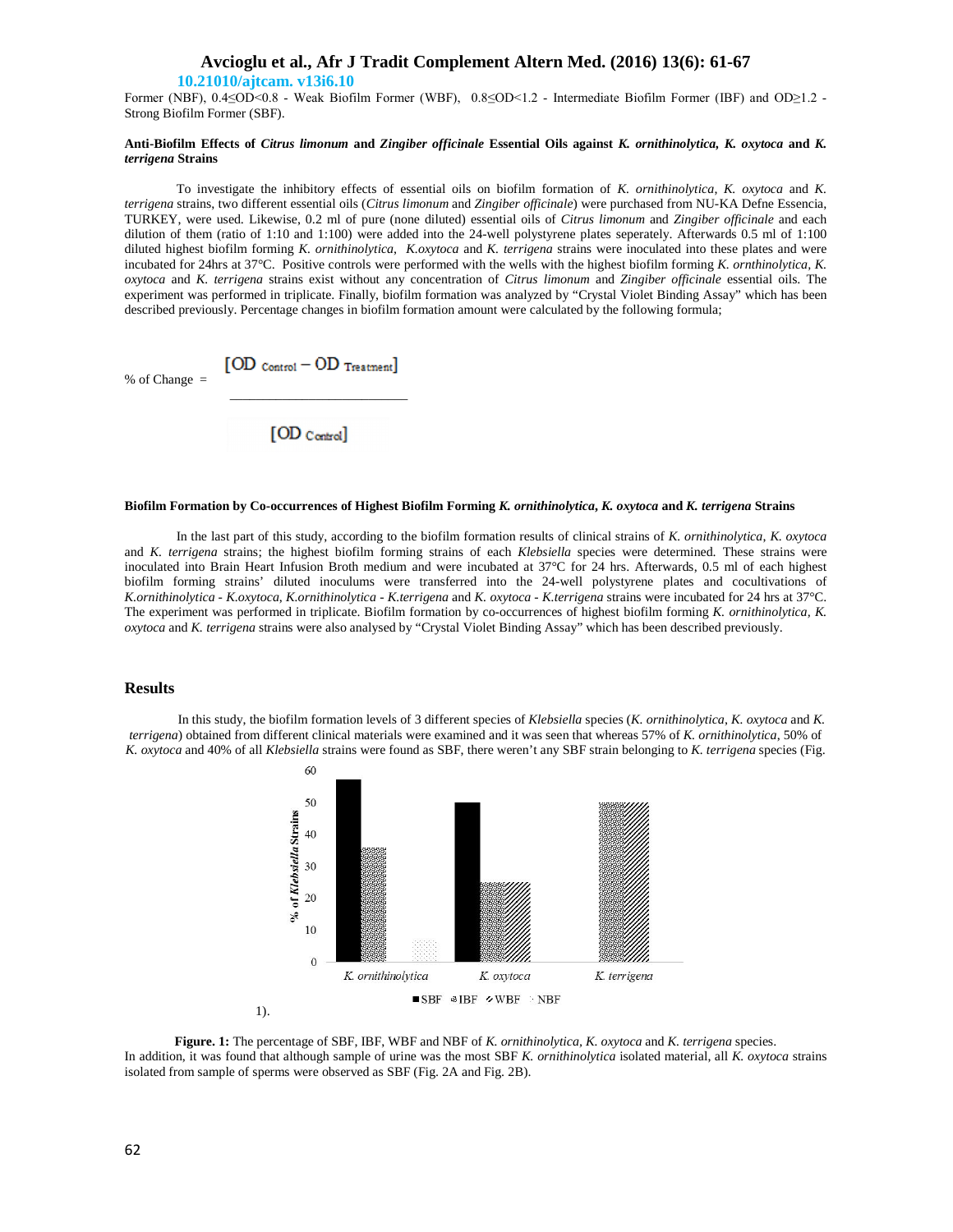Former (NBF), 0.4≤OD<0.8 - Weak Biofilm Former (WBF), 0.8≤OD<1.2 - Intermediate Biofilm Former (IBF) and OD≥1.2 - Strong Biofilm Former (SBF).

**Anti-Biofilm Effects of *Citrus limonum* and *Zingiber officinale* Essential Oils against *K. ornithinolytica, K. oxytoca* and *K. terrigena* Strains**

To investigate the inhibitory effects of essential oils on biofilm formation of *K. ornithinolytica*, *K. oxytoca* and *K. terrigena* strains, two different essential oils (*Citrus limonum* and *Zingiber officinale*) were purchased from NU-KA Defne Essencia, TURKEY, were used. Likewise, 0.2 ml of pure (none diluted) essential oils of *Citrus limonum* and *Zingiber officinale* and each dilution of them (ratio of 1:10 and 1:100) were added into the 24-well polystyrene plates seperately. Afterwards 0.5 ml of 1:100 diluted highest biofilm forming *K. ornithinolytica*, *K.oxytoca* and *K. terrigena* strains were inoculated into these plates and were incubated for 24hrs at 37°C. Positive controls were performed with the wells with the highest biofilm forming *K. ornthinolytica*, *K. oxytoca* and *K. terrigena* strains exist without any concentration of *Citrus limonum* and *Zingiber officinale* essential oils. The experiment was performed in triplicate. Finally, biofilm formation was analyzed by "Crystal Violet Binding Assay" which has been described previously. Percentage changes in biofilm formation amount were calculated by the following formula;

$$\text{\% of Change} = \frac{[\text{OD}_{\text{Control}} - \text{OD}_{\text{Treatment}}]}{[\text{OD}_{\text{Control}}]}$$

**Biofilm Formation by Co-occurrences of Highest Biofilm Forming *K. ornithinolytica*, *K. oxytoca* and *K. terrigena* Strains**

In the last part of this study, according to the biofilm formation results of clinical strains of *K. ornithinolytica*, *K. oxytoca* and *K. terrigena* strains; the highest biofilm forming strains of each *Klebsiella* species were determined. These strains were inoculated into Brain Heart Infusion Broth medium and were incubated at 37°C for 24 hrs. Afterwards, 0.5 ml of each highest biofilm forming strains' diluted inoculums were transferred into the 24-well polystyrene plates and cocultivations of *K.ornithinolytica* - *K.oxytoca*, *K.ornithinolytica* - *K.terrigena* and *K. oxytoca* - *K.terrigena* strains were incubated for 24 hrs at 37°C. The experiment was performed in triplicate. Biofilm formation by co-occurrences of highest biofilm forming *K. ornithinolytica*, *K. oxytoca* and *K. terrigena* strains were also analysed by "Crystal Violet Binding Assay" which has been described previously.

## Results

In this study, the biofilm formation levels of 3 different species of *Klebsiella* species (*K. ornithinolytica*, *K. oxytoca* and *K. terrigena*) obtained from different clinical materials were examined and it was seen that whereas 57% of *K. ornithinolytica*, 50% of *K. oxytoca* and 40% of all *Klebsiella* strains were found as SBF, there weren't any SBF strain belonging to *K. terrigena* species (Fig. 1).

**Figure. 1:** The percentage of SBF, IBF, WBF and NBF of *K. ornithinolytica*, *K. oxytoca* and *K. terrigena* species.

In addition, it was found that although sample of urine was the most SBF *K. ornithinolytica* isolated material, all *K. oxytoca* strains isolated from sample of sperms were observed as SBF (Fig. 2A and Fig. 2B).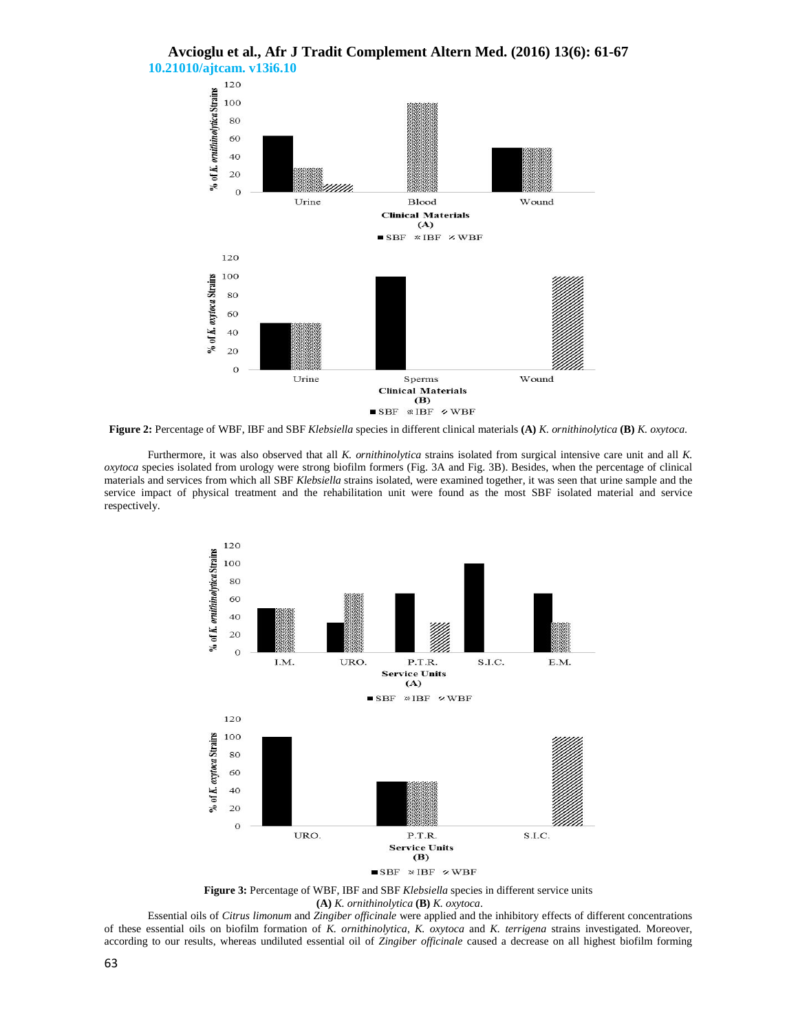**Figure 2:** Percentage of WBF, IBF and SBF *Klebsiella* species in different clinical materials **(A)** *K. ornithinolytica* **(B)** *K. oxytoca.*

Furthermore, it was also observed that all *K. ornithinolytica* strains isolated from surgical intensive care unit and all *K. oxytoca* species isolated from urology were strong biofilm formers (Fig. 3A and Fig. 3B). Besides, when the percentage of clinical materials and services from which all SBF *Klebsiella* strains isolated, were examined together, it was seen that urine sample and the service impact of physical treatment and the rehabilitation unit were found as the most SBF isolated material and service respectively.

**Figure 3:** Percentage of WBF, IBF and SBF *Klebsiella* species in different service units **(A)** *K. ornithinolytica* **(B)** *K. oxytoca*.

Essential oils of *Citrus limonum* and *Zingiber officinale* were applied and the inhibitory effects of different concentrations of these essential oils on biofilm formation of *K. ornithinolytica*, *K. oxytoca* and *K. terrigena* strains investigated. Moreover, according to our results, whereas undiluted essential oil of *Zingiber officinale* caused a decrease on all highest biofilm forming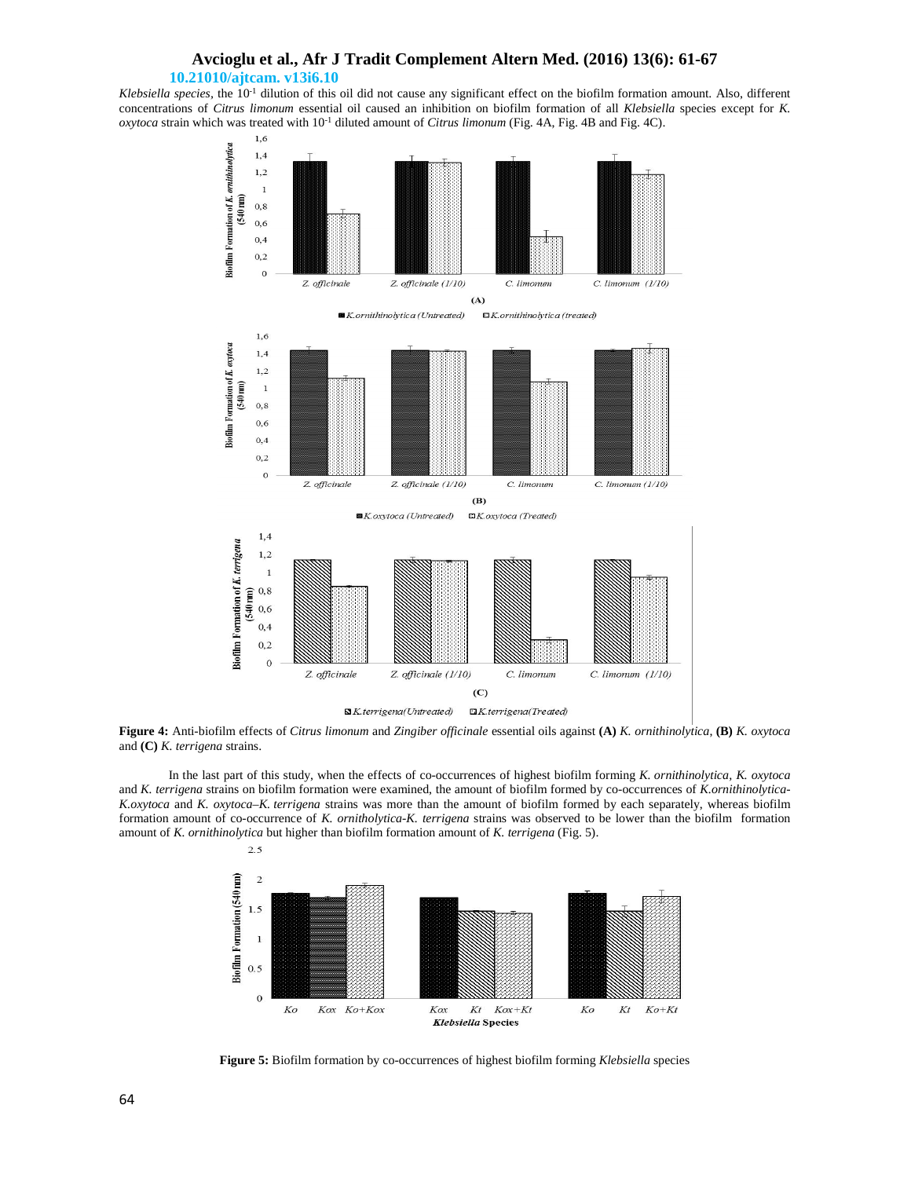*Klebsiella species*, the $10^{-1}$ dilution of this oil did not cause any significant effect on the biofilm formation amount. Also, different concentrations of *Citrus limonum* essential oil caused an inhibition on biofilm formation of all *Klebsiella* species except for *K. oxytoca* strain which was treated with $10^{-1}$ diluted amount of *Citrus limonum* (Fig. 4A, Fig. 4B and Fig. 4C).

**Figure 4:** Anti-biofilm effects of *Citrus limonum* and *Zingiber officinale* essential oils against **(A)** *K. ornithinolytica*, **(B)** *K. oxytoca* and **(C)** *K. terrigena* strains.

In the last part of this study, when the effects of co-occurrences of highest biofilm forming *K. ornithinolytica, K. oxytoca* and *K. terrigena* strains on biofilm formation were examined, the amount of biofilm formed by co-occurrences of *K.ornithinolytica-K.oxytoca* and *K. oxytoca–K. terrigena* strains was more than the amount of biofilm formed by each separately, whereas biofilm formation amount of co-occurrence of *K. ornitholytica-K. terrigena* strains was observed to be lower than the biofilm formation amount of *K. ornithinolytica* but higher than biofilm formation amount of *K. terrigena* (Fig. 5).

**Figure 5:** Biofilm formation by co-occurrences of highest biofilm forming *Klebsiella* species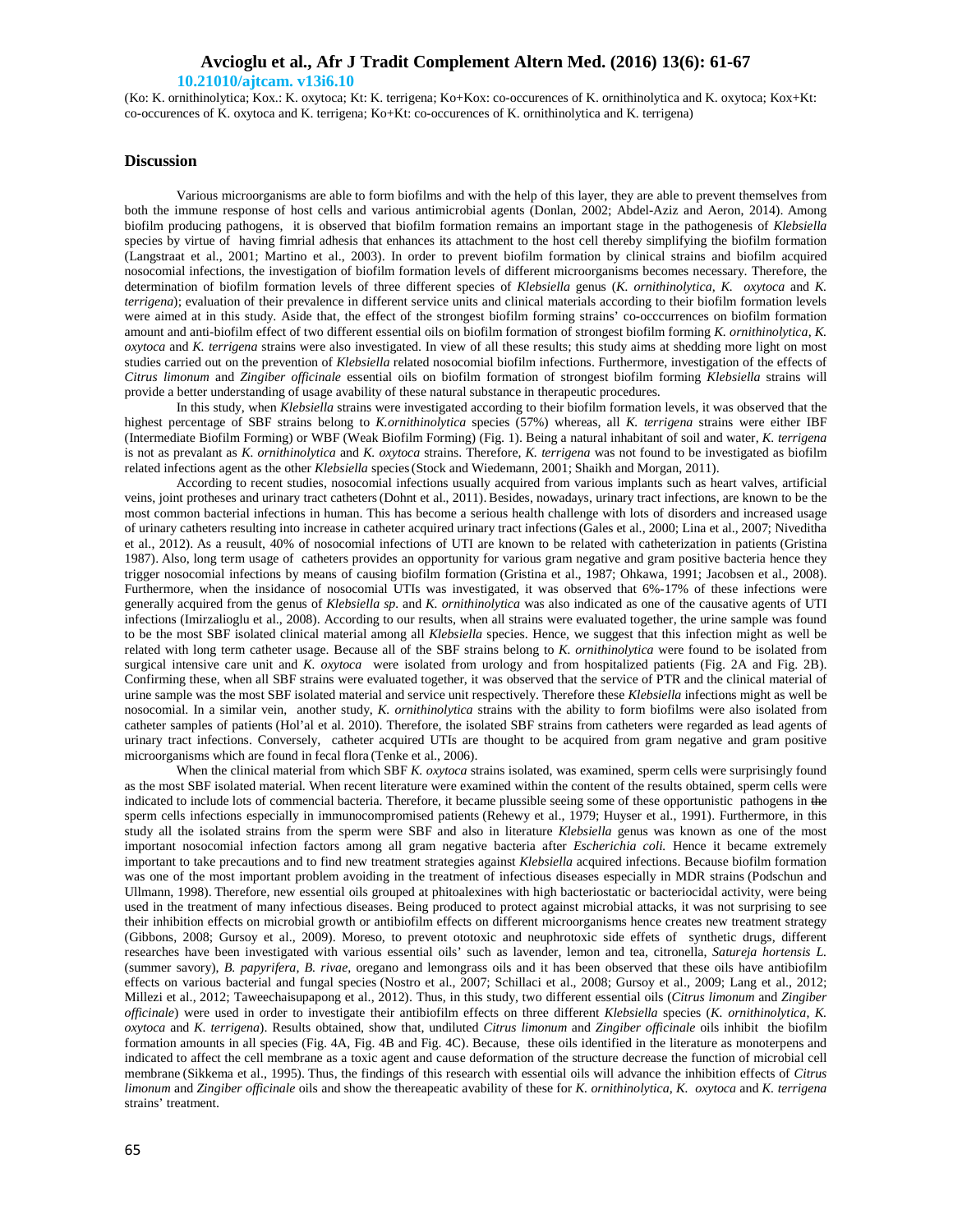(Ko: K. ornithinolytica; Kox.: K. oxytoca; Kt: K. terrigena; Ko+Kox: co-occurences of K. ornithinolytica and K. oxytoca; Kox+Kt: co-occurences of K. oxytoca and K. terrigena; Ko+Kt: co-occurences of K. ornithinolytica and K. terrigena)

## Discussion

Various microorganisms are able to form biofilms and with the help of this layer, they are able to prevent themselves from both the immune response of host cells and various antimicrobial agents (Donlan, 2002; Abdel-Aziz and Aeron, 2014). Among biofilm producing pathogens, it is observed that biofilm formation remains an important stage in the pathogenesis of *Klebsiella* species by virtue of having fimrial adhesis that enhances its attachment to the host cell thereby simplifying the biofilm formation (Langstraat et al., 2001; Martino et al., 2003). In order to prevent biofilm formation by clinical strains and biofilm acquired nosocomial infections, the investigation of biofilm formation levels of different microorganisms becomes necessary. Therefore, the determination of biofilm formation levels of three different species of *Klebsiella* genus (*K. ornithinolytica, K. oxytoca* and *K. terrigena*); evaluation of their prevalence in different service units and clinical materials according to their biofilm formation levels were aimed at in this study. Aside that, the effect of the strongest biofilm forming strains' co-occcurrences on biofilm formation amount and anti-biofilm effect of two different essential oils on biofilm formation of strongest biofilm forming *K. ornithinolytica*, *K. oxytoca* and *K. terrigena* strains were also investigated. In view of all these results; this study aims at shedding more light on most studies carried out on the prevention of *Klebsiella* related nosocomial biofilm infections. Furthermore, investigation of the effects of *Citrus limonum* and *Zingiber officinale* essential oils on biofilm formation of strongest biofilm forming *Klebsiella* strains will provide a better understanding of usage avability of these natural substance in therapeutic procedures.

In this study, when *Klebsiella* strains were investigated according to their biofilm formation levels, it was observed that the highest percentage of SBF strains belong to *K.ornithinolytica* species (57%) whereas, all *K. terrigena* strains were either IBF (Intermediate Biofilm Forming) or WBF (Weak Biofilm Forming) (Fig. 1). Being a natural inhabitant of soil and water, *K. terrigena* is not as prevalant as *K. ornithinolytica* and *K. oxytoca* strains. Therefore, *K. terrigena* was not found to be investigated as biofilm related infections agent as the other *Klebsiella* species (Stock and Wiedemann, 2001; Shaikh and Morgan, 2011).

According to recent studies, nosocomial infections usually acquired from various implants such as heart valves, artificial veins, joint protheses and urinary tract catheters (Dohnt et al., 2011). Besides, nowadays, urinary tract infections, are known to be the most common bacterial infections in human. This has become a serious health challenge with lots of disorders and increased usage of urinary catheters resulting into increase in catheter acquired urinary tract infections (Gales et al., 2000; Lina et al., 2007; Niveditha et al., 2012). As a reusult, 40% of nosocomial infections of UTI are known to be related with catheterization in patients (Gristina 1987). Also, long term usage of catheters provides an opportunity for various gram negative and gram positive bacteria hence they trigger nosocomial infections by means of causing biofilm formation (Gristina et al., 1987; Ohkawa, 1991; Jacobsen et al., 2008). Furthermore, when the insidance of nosocomial UTIs was investigated, it was observed that 6%-17% of these infections were generally acquired from the genus of *Klebsiella sp.* and *K. ornithinolytica* was also indicated as one of the causative agents of UTI infections (Imirzalioglu et al., 2008). According to our results, when all strains were evaluated together, the urine sample was found to be the most SBF isolated clinical material among all *Klebsiella* species. Hence, we suggest that this infection might as well be related with long term catheter usage. Because all of the SBF strains belong to *K. ornithinolytica* were found to be isolated from surgical intensive care unit and *K. oxytoca* were isolated from urology and from hospitalized patients (Fig. 2A and Fig. 2B). Confirming these, when all SBF strains were evaluated together, it was observed that the service of PTR and the clinical material of urine sample was the most SBF isolated material and service unit respectively. Therefore these *Klebsiella* infections might as well be nosocomial. In a similar vein, another study, *K. ornithinolytica* strains with the ability to form biofilms were also isolated from catheter samples of patients (Hol'al et al. 2010). Therefore, the isolated SBF strains from catheters were regarded as lead agents of urinary tract infections. Conversely, catheter acquired UTIs are thought to be acquired from gram negative and gram positive microorganisms which are found in fecal flora (Tenke et al., 2006).

When the clinical material from which SBF *K. oxytoca* strains isolated, was examined, sperm cells were surprisingly found as the most SBF isolated material. When recent literature were examined within the content of the results obtained, sperm cells were indicated to include lots of commencial bacteria. Therefore, it became plussible seeing some of these opportunistic pathogens in ~~the~~ sperm cells infections especially in immunocompromised patients (Rehewy et al., 1979; Huyser et al., 1991). Furthermore, in this study all the isolated strains from the sperm were SBF and also in literature *Klebsiella* genus was known as one of the most important nosocomial infection factors among all gram negative bacteria after *Escherichia coli.* Hence it became extremely important to take precautions and to find new treatment strategies against *Klebsiella* acquired infections. Because biofilm formation was one of the most important problem avoiding in the treatment of infectious diseases especially in MDR strains (Podschun and Ullmann, 1998). Therefore, new essential oils grouped at phitoalexines with high bacteriostatic or bacteriocidal activity, were being used in the treatment of many infectious diseases. Being produced to protect against microbial attacks, it was not surprising to see their inhibition effects on microbial growth or antibiofilm effects on different microorganisms hence creates new treatment strategy (Gibbons, 2008; Gursoy et al., 2009). Moreso, to prevent ototoxic and neuphrotoxic side effets of synthetic drugs, different researches have been investigated with various essential oils' such as lavender, lemon and tea, citronella, *Satureja hortensis L.* (summer savory), *B. papyrifera, B. rivae*, oregano and lemongrass oils and it has been observed that these oils have antibiofilm effects on various bacterial and fungal species (Nostro et al., 2007; Schillaci et al., 2008; Gursoy et al., 2009; Lang et al., 2012; Millezi et al., 2012; Taweechaisupapong et al., 2012). Thus, in this study, two different essential oils (*Citrus limonum* and *Zingiber officinale*) were used in order to investigate their antibiofilm effects on three different *Klebsiella* species (*K. ornithinolytica*, *K. oxytoca* and *K. terrigena*). Results obtained, show that, undiluted *Citrus limonum* and *Zingiber officinale* oils inhibit the biofilm formation amounts in all species (Fig. 4A, Fig. 4B and Fig. 4C). Because, these oils identified in the literature as monoterpens and indicated to affect the cell membrane as a toxic agent and cause deformation of the structure decrease the function of microbial cell membrane (Sikkema et al., 1995). Thus, the findings of this research with essential oils will advance the inhibition effects of *Citrus limonum* and *Zingiber officinale* oils and show the thereapeatic avability of these for *K. ornithinolytica*, *K. oxytoca* and *K. terrigena* strains' treatment.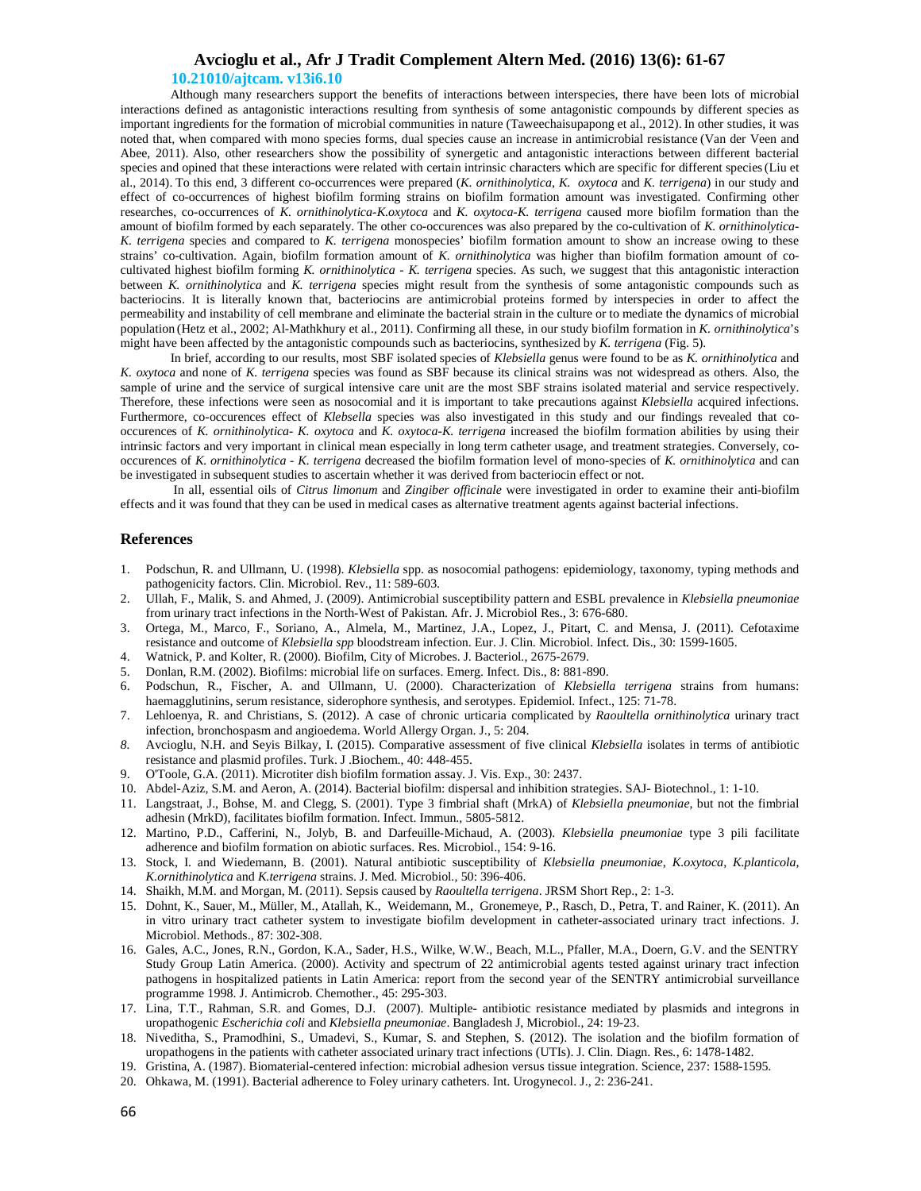Although many researchers support the benefits of interactions between interspecies, there have been lots of microbial interactions defined as antagonistic interactions resulting from synthesis of some antagonistic compounds by different species as important ingredients for the formation of microbial communities in nature (Taweechaisupapong et al., 2012). In other studies, it was noted that, when compared with mono species forms, dual species cause an increase in antimicrobial resistance (Van der Veen and Abee, 2011). Also, other researchers show the possibility of synergetic and antagonistic interactions between different bacterial species and opined that these interactions were related with certain intrinsic characters which are specific for different species (Liu et al., 2014). To this end, 3 different co-occurrences were prepared (*K. ornithinolytica*, *K. oxytoca* and *K. terrigena*) in our study and effect of co-occurrences of highest biofilm forming strains on biofilm formation amount was investigated. Confirming other researches, co-occurrences of *K. ornithinolytica-K.oxytoca* and *K. oxytoca-K. terrigena* caused more biofilm formation than the amount of biofilm formed by each separately. The other co-occurences was also prepared by the co-cultivation of *K. ornithinolytica-K. terrigena* species and compared to *K. terrigena* monospecies' biofilm formation amount to show an increase owing to these strains' co-cultivation. Again, biofilm formation amount of *K. ornithinolytica* was higher than biofilm formation amount of co-cultivated highest biofilm forming *K. ornithinolytica - K. terrigena* species. As such, we suggest that this antagonistic interaction between *K. ornithinolytica* and *K. terrigena* species might result from the synthesis of some antagonistic compounds such as bacteriocins. It is literally known that, bacteriocins are antimicrobial proteins formed by interspecies in order to affect the permeability and instability of cell membrane and eliminate the bacterial strain in the culture or to mediate the dynamics of microbial population (Hetz et al., 2002; Al-Mathkhury et al., 2011). Confirming all these, in our study biofilm formation in *K. ornithinolytica*'s might have been affected by the antagonistic compounds such as bacteriocins, synthesized by *K. terrigena* (Fig. 5).

In brief, according to our results, most SBF isolated species of *Klebsiella* genus were found to be as *K. ornithinolytica* and *K. oxytoca* and none of *K. terrigena* species was found as SBF because its clinical strains was not widespread as others. Also, the sample of urine and the service of surgical intensive care unit are the most SBF strains isolated material and service respectively. Therefore, these infections were seen as nosocomial and it is important to take precautions against *Klebsiella* acquired infections. Furthermore, co-occurences effect of *Klebsella* species was also investigated in this study and our findings revealed that co-occurences of *K. ornithinolytica- K. oxytoca* and *K. oxytoca-K. terrigena* increased the biofilm formation abilities by using their intrinsic factors and very important in clinical mean especially in long term catheter usage, and treatment strategies. Conversely, co-occurences of *K. ornithinolytica - K. terrigena* decreased the biofilm formation level of mono-species of *K. ornithinolytica* and can be investigated in subsequent studies to ascertain whether it was derived from bacteriocin effect or not.

In all, essential oils of *Citrus limonum* and *Zingiber officinale* were investigated in order to examine their anti-biofilm effects and it was found that they can be used in medical cases as alternative treatment agents against bacterial infections.

## References

1. Podschun, R. and Ullmann, U. (1998). *Klebsiella* spp. as nosocomial pathogens: epidemiology, taxonomy, typing methods and pathogenicity factors. Clin. Microbiol. Rev., 11: 589-603.
2. Ullah, F., Malik, S. and Ahmed, J. (2009). Antimicrobial susceptibility pattern and ESBL prevalence in *Klebsiella pneumoniae* from urinary tract infections in the North-West of Pakistan. Afr. J. Microbiol Res., 3: 676-680.
3. Ortega, M., Marco, F., Soriano, A., Almela, M., Martinez, J.A., Lopez, J., Pitart, C. and Mensa, J. (2011). Cefotaxime resistance and outcome of *Klebsiella spp* bloodstream infection. Eur. J. Clin. Microbiol. Infect. Dis., 30: 1599-1605.
4. Watnick, P. and Kolter, R. (2000). Biofilm, City of Microbes. J. Bacteriol., 2675-2679.
5. Donlan, R.M. (2002). Biofilms: microbial life on surfaces. Emerg. Infect. Dis., 8: 881-890.
6. Podschun, R., Fischer, A. and Ullmann, U. (2000). Characterization of *Klebsiella terrigena* strains from humans: haemagglutinins, serum resistance, siderophore synthesis, and serotypes. Epidemiol. Infect., 125: 71-78.
7. Lehloenya, R. and Christians, S. (2012). A case of chronic urticaria complicated by *Raoultella ornithinolytica* urinary tract infection, bronchospasm and angioedema. World Allergy Organ. J., 5: 204.
8. Avcioglu, N.H. and Seyis Bilkay, I. (2015). Comparative assessment of five clinical *Klebsiella* isolates in terms of antibiotic resistance and plasmid profiles. Turk. J .Biochem., 40: 448-455.
9. O'Toole, G.A. (2011). Microtiter dish biofilm formation assay. J. Vis. Exp., 30: 2437.
10. Abdel-Aziz, S.M. and Aeron, A. (2014). Bacterial biofilm: dispersal and inhibition strategies. SAJ- Biotechnol., 1: 1-10.
11. Langstraat, J., Bohse, M. and Clegg, S. (2001). Type 3 fimbrial shaft (MrkA) of *Klebsiella pneumoniae*, but not the fimbrial adhesin (MrkD), facilitates biofilm formation. Infect. Immun., 5805-5812.
12. Martino, P.D., Cafferini, N., Jolyb, B. and Darfeuille-Michaud, A. (2003). *Klebsiella pneumoniae* type 3 pili facilitate adherence and biofilm formation on abiotic surfaces. Res. Microbiol., 154: 9-16.
13. Stock, I. and Wiedemann, B. (2001). Natural antibiotic susceptibility of *Klebsiella pneumoniae*, *K.oxytoca*, *K.planticola*, *K.ornithinolytica* and *K.terrigena* strains. J. Med. Microbiol., 50: 396-406.
14. Shaikh, M.M. and Morgan, M. (2011). Sepsis caused by *Raoultella terrigena*. JRSM Short Rep., 2: 1-3.
15. Dohnt, K., Sauer, M., Müller, M., Atallah, K., Weidemann, M., Gronemeye, P., Rasch, D., Petra, T. and Rainer, K. (2011). An in vitro urinary tract catheter system to investigate biofilm development in catheter-associated urinary tract infections. J. Microbiol. Methods., 87: 302-308.
16. Gales, A.C., Jones, R.N., Gordon, K.A., Sader, H.S., Wilke, W.W., Beach, M.L., Pfaller, M.A., Doern, G.V. and the SENTRY Study Group Latin America. (2000). Activity and spectrum of 22 antimicrobial agents tested against urinary tract infection pathogens in hospitalized patients in Latin America: report from the second year of the SENTRY antimicrobial surveillance programme 1998. J. Antimicrob. Chemother., 45: 295-303.
17. Lina, T.T., Rahman, S.R. and Gomes, D.J. (2007). Multiple- antibiotic resistance mediated by plasmids and integrons in uropathogenic *Escherichia coli* and *Klebsiella pneumoniae*. Bangladesh J, Microbiol., 24: 19-23.
18. Niveditha, S., Pramodhini, S., Umadevi, S., Kumar, S. and Stephen, S. (2012). The isolation and the biofilm formation of uropathogens in the patients with catheter associated urinary tract infections (UTIs). J. Clin. Diagn. Res., 6: 1478-1482.
19. Gristina, A. (1987). Biomaterial-centered infection: microbial adhesion versus tissue integration. Science, 237: 1588-1595.
20. Ohkawa, M. (1991). Bacterial adherence to Foley urinary catheters. Int. Urogynecol. J., 2: 236-241.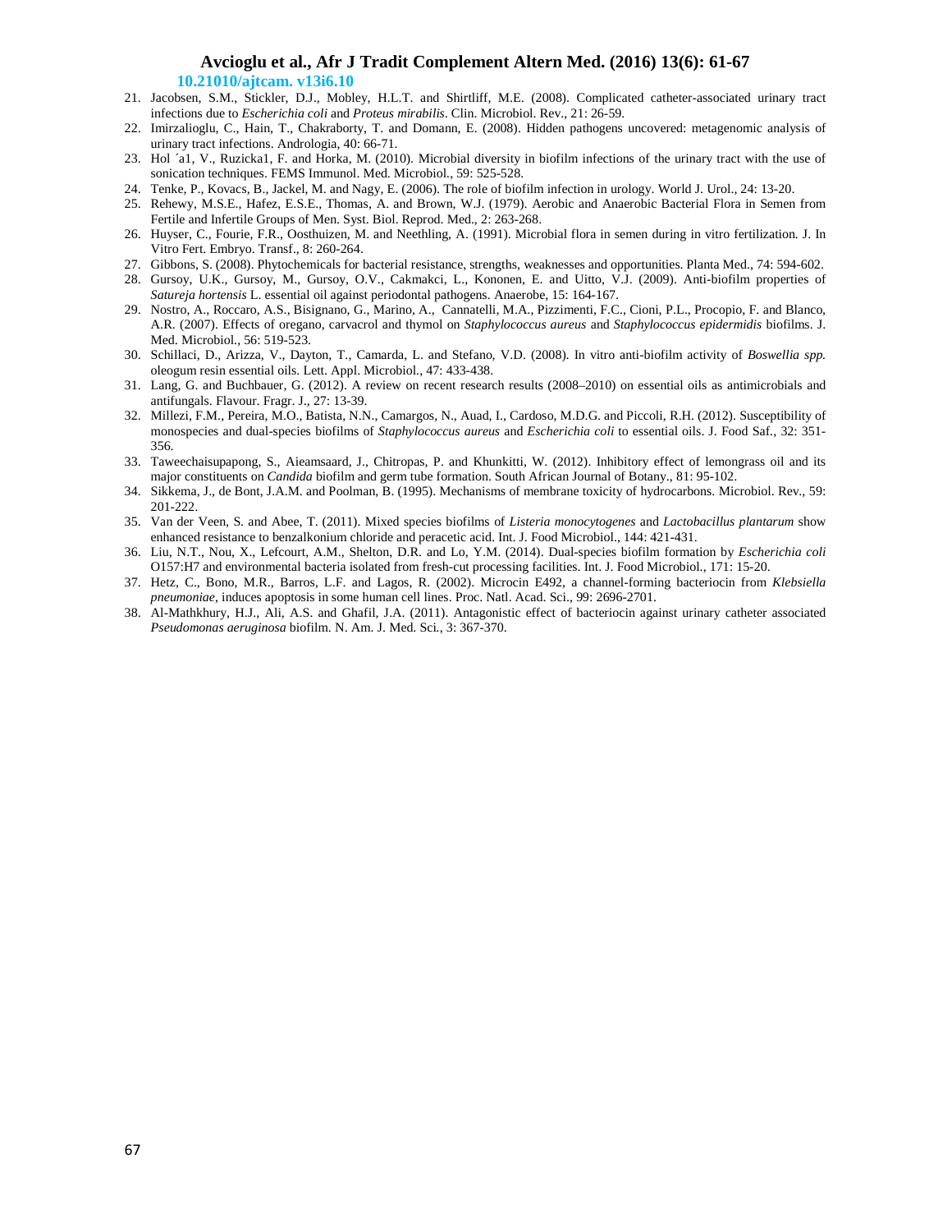21. Jacobsen, S.M., Stickler, D.J., Mobley, H.L.T. and Shirtliff, M.E. (2008). Complicated catheter-associated urinary tract infections due to *Escherichia coli* and *Proteus mirabilis*. Clin. Microbiol. Rev., 21: 26-59.
22. Imirzalioglu, C., Hain, T., Chakraborty, T. and Domann, E. (2008). Hidden pathogens uncovered: metagenomic analysis of urinary tract infections. Andrologia, 40: 66-71.
23. Hol ´a1, V., Ruzicka1, F. and Horka, M. (2010). Microbial diversity in biofilm infections of the urinary tract with the use of sonication techniques. FEMS Immunol. Med. Microbiol., 59: 525-528.
24. Tenke, P., Kovacs, B., Jackel, M. and Nagy, E. (2006). The role of biofilm infection in urology. World J. Urol., 24: 13-20.
25. Rehewy, M.S.E., Hafez, E.S.E., Thomas, A. and Brown, W.J. (1979). Aerobic and Anaerobic Bacterial Flora in Semen from Fertile and Infertile Groups of Men. Syst. Biol. Reprod. Med., 2: 263-268.
26. Huyser, C., Fourie, F.R., Oosthuizen, M. and Neethling, A. (1991). Microbial flora in semen during in vitro fertilization. J. In Vitro Fert. Embryo. Transf., 8: 260-264.
27. Gibbons, S. (2008). Phytochemicals for bacterial resistance, strengths, weaknesses and opportunities. Planta Med., 74: 594-602.
28. Gursoy, U.K., Gursoy, M., Gursoy, O.V., Cakmakci, L., Kononen, E. and Uitto, V.J. (2009). Anti-biofilm properties of *Satureja hortensis* L. essential oil against periodontal pathogens. Anaerobe, 15: 164-167.
29. Nostro, A., Roccaro, A.S., Bisignano, G., Marino, A., Cannatelli, M.A., Pizzimenti, F.C., Cioni, P.L., Procopio, F. and Blanco, A.R. (2007). Effects of oregano, carvacrol and thymol on *Staphylococcus aureus* and *Staphylococcus epidermidis* biofilms. J. Med. Microbiol., 56: 519-523.
30. Schillaci, D., Arizza, V., Dayton, T., Camarda, L. and Stefano, V.D. (2008). In vitro anti-biofilm activity of *Boswellia spp.* oleogum resin essential oils. Lett. Appl. Microbiol., 47: 433-438.
31. Lang, G. and Buchbauer, G. (2012). A review on recent research results (2008–2010) on essential oils as antimicrobials and antifungals. Flavour. Fragr. J., 27: 13-39.
32. Millezi, F.M., Pereira, M.O., Batista, N.N., Camargos, N., Auad, I., Cardoso, M.D.G. and Piccoli, R.H. (2012). Susceptibility of monospecies and dual-species biofilms of *Staphylococcus aureus* and *Escherichia coli* to essential oils. J. Food Saf., 32: 351-356.
33. Taweechaisupapong, S., Aieamsaard, J., Chitropas, P. and Khunkitti, W. (2012). Inhibitory effect of lemongrass oil and its major constituents on *Candida* biofilm and germ tube formation. South African Journal of Botany., 81: 95-102.
34. Sikkema, J., de Bont, J.A.M. and Poolman, B. (1995). Mechanisms of membrane toxicity of hydrocarbons. Microbiol. Rev., 59: 201-222.
35. Van der Veen, S. and Abee, T. (2011). Mixed species biofilms of *Listeria monocytogenes* and *Lactobacillus plantarum* show enhanced resistance to benzalkonium chloride and peracetic acid. Int. J. Food Microbiol., 144: 421-431.
36. Liu, N.T., Nou, X., Lefcourt, A.M., Shelton, D.R. and Lo, Y.M. (2014). Dual-species biofilm formation by *Escherichia coli* O157:H7 and environmental bacteria isolated from fresh-cut processing facilities. Int. J. Food Microbiol., 171: 15-20.
37. Hetz, C., Bono, M.R., Barros, L.F. and Lagos, R. (2002). Microcin E492, a channel-forming bacteriocin from *Klebsiella pneumoniae*, induces apoptosis in some human cell lines. Proc. Natl. Acad. Sci., 99: 2696-2701.
38. Al-Mathkhury, H.J., Ali, A.S. and Ghafil, J.A. (2011). Antagonistic effect of bacteriocin against urinary catheter associated *Pseudomonas aeruginosa* biofilm. N. Am. J. Med. Sci., 3: 367-370.